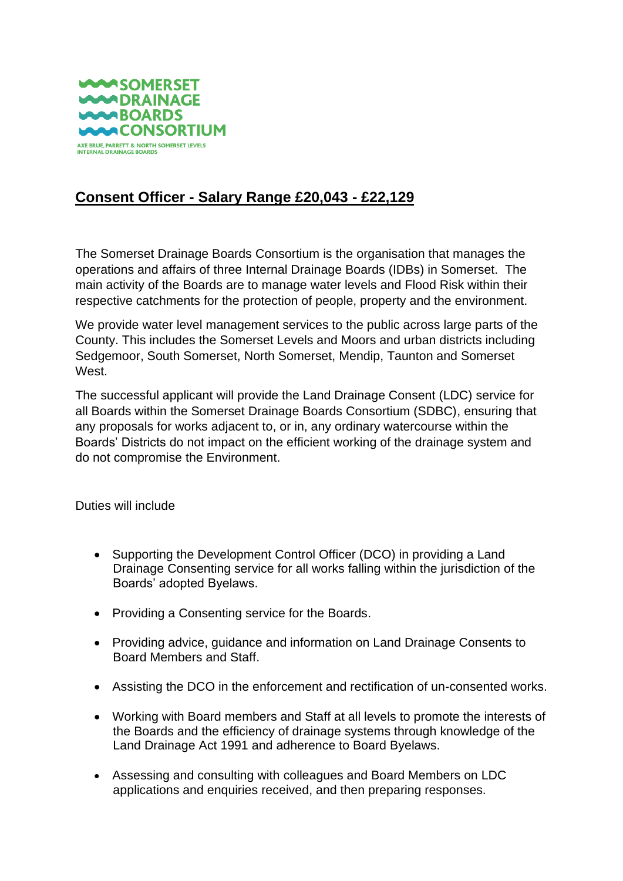SOMERSET DRAINAGE BOARDS CONSORTIUM

AXE BRUE, PARRETT & NORTH SOMERSET LEVELS INTERNAL DRAINAGE BOARDS

## Consent Officer - Salary Range £20,043 - £22,129

The Somerset Drainage Boards Consortium is the organisation that manages the operations and affairs of three Internal Drainage Boards (IDBs) in Somerset. The main activity of the Boards are to manage water levels and Flood Risk within their respective catchments for the protection of people, property and the environment.

We provide water level management services to the public across large parts of the County. This includes the Somerset Levels and Moors and urban districts including Sedgemoor, South Somerset, North Somerset, Mendip, Taunton and Somerset West.

The successful applicant will provide the Land Drainage Consent (LDC) service for all Boards within the Somerset Drainage Boards Consortium (SDBC), ensuring that any proposals for works adjacent to, or in, any ordinary watercourse within the Boards' Districts do not impact on the efficient working of the drainage system and do not compromise the Environment.

Duties will include

- Supporting the Development Control Officer (DCO) in providing a Land Drainage Consenting service for all works falling within the jurisdiction of the Boards' adopted Byelaws.
- Providing a Consenting service for the Boards.
- Providing advice, guidance and information on Land Drainage Consents to Board Members and Staff.
- Assisting the DCO in the enforcement and rectification of un-consented works.
- Working with Board members and Staff at all levels to promote the interests of the Boards and the efficiency of drainage systems through knowledge of the Land Drainage Act 1991 and adherence to Board Byelaws.
- Assessing and consulting with colleagues and Board Members on LDC applications and enquiries received, and then preparing responses.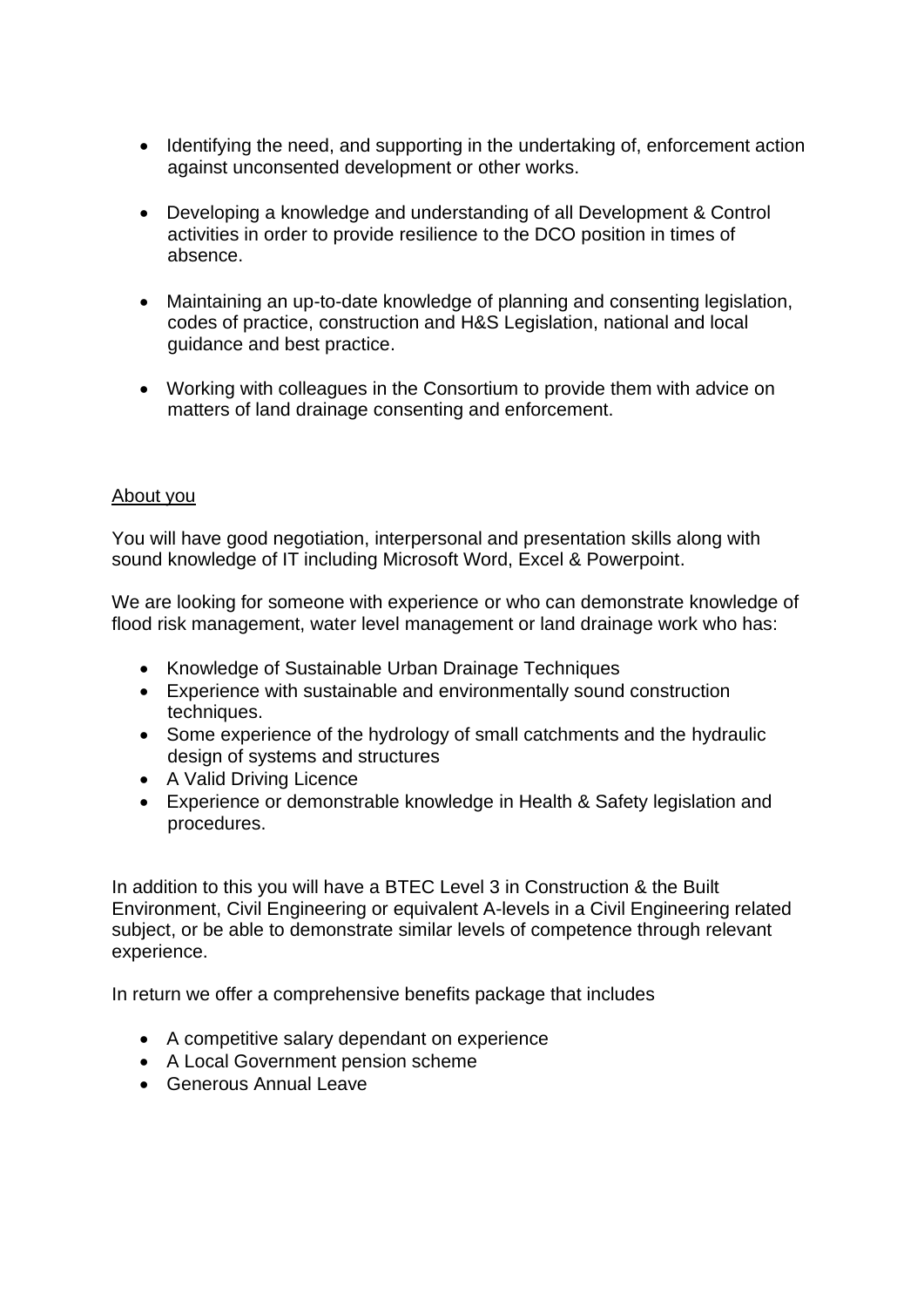- Identifying the need, and supporting in the undertaking of, enforcement action against unconsented development or other works.

- Developing a knowledge and understanding of all Development & Control activities in order to provide resilience to the DCO position in times of absence.

- Maintaining an up-to-date knowledge of planning and consenting legislation, codes of practice, construction and H&S Legislation, national and local guidance and best practice.

- Working with colleagues in the Consortium to provide them with advice on matters of land drainage consenting and enforcement.

## About you

You will have good negotiation, interpersonal and presentation skills along with sound knowledge of IT including Microsoft Word, Excel & Powerpoint.

We are looking for someone with experience or who can demonstrate knowledge of flood risk management, water level management or land drainage work who has:

- Knowledge of Sustainable Urban Drainage Techniques
- Experience with sustainable and environmentally sound construction techniques.
- Some experience of the hydrology of small catchments and the hydraulic design of systems and structures
- A Valid Driving Licence
- Experience or demonstrable knowledge in Health & Safety legislation and procedures.

In addition to this you will have a BTEC Level 3 in Construction & the Built Environment, Civil Engineering or equivalent A-levels in a Civil Engineering related subject, or be able to demonstrate similar levels of competence through relevant experience.

In return we offer a comprehensive benefits package that includes

- A competitive salary dependant on experience
- A Local Government pension scheme
- Generous Annual Leave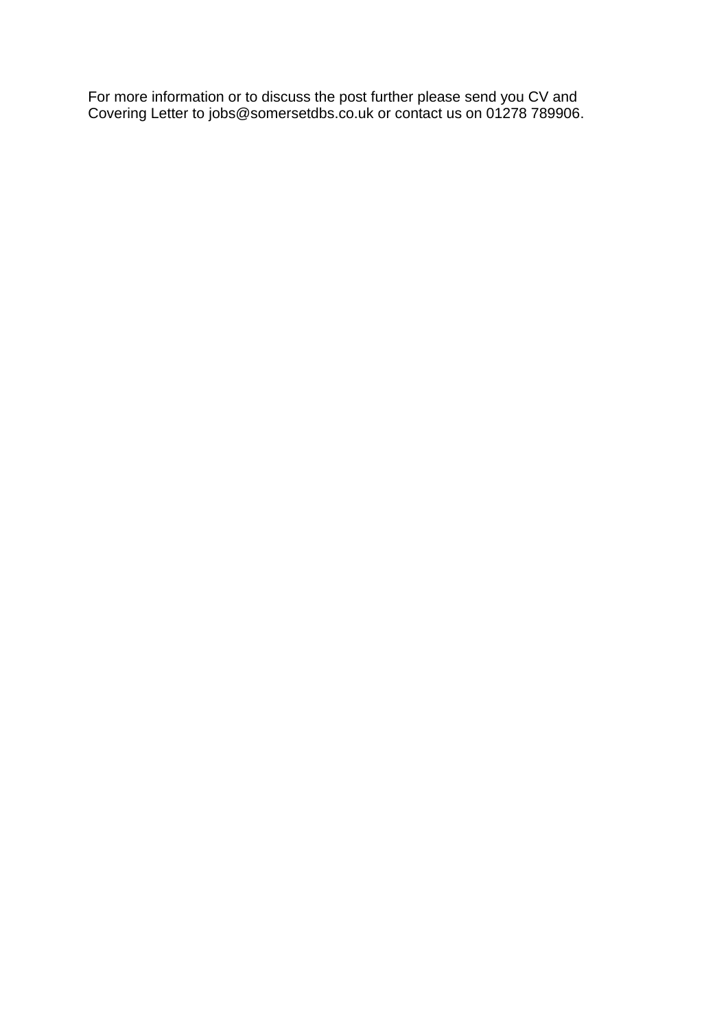For more information or to discuss the post further please send you CV and Covering Letter to jobs@somersetdbs.co.uk or contact us on 01278 789906.